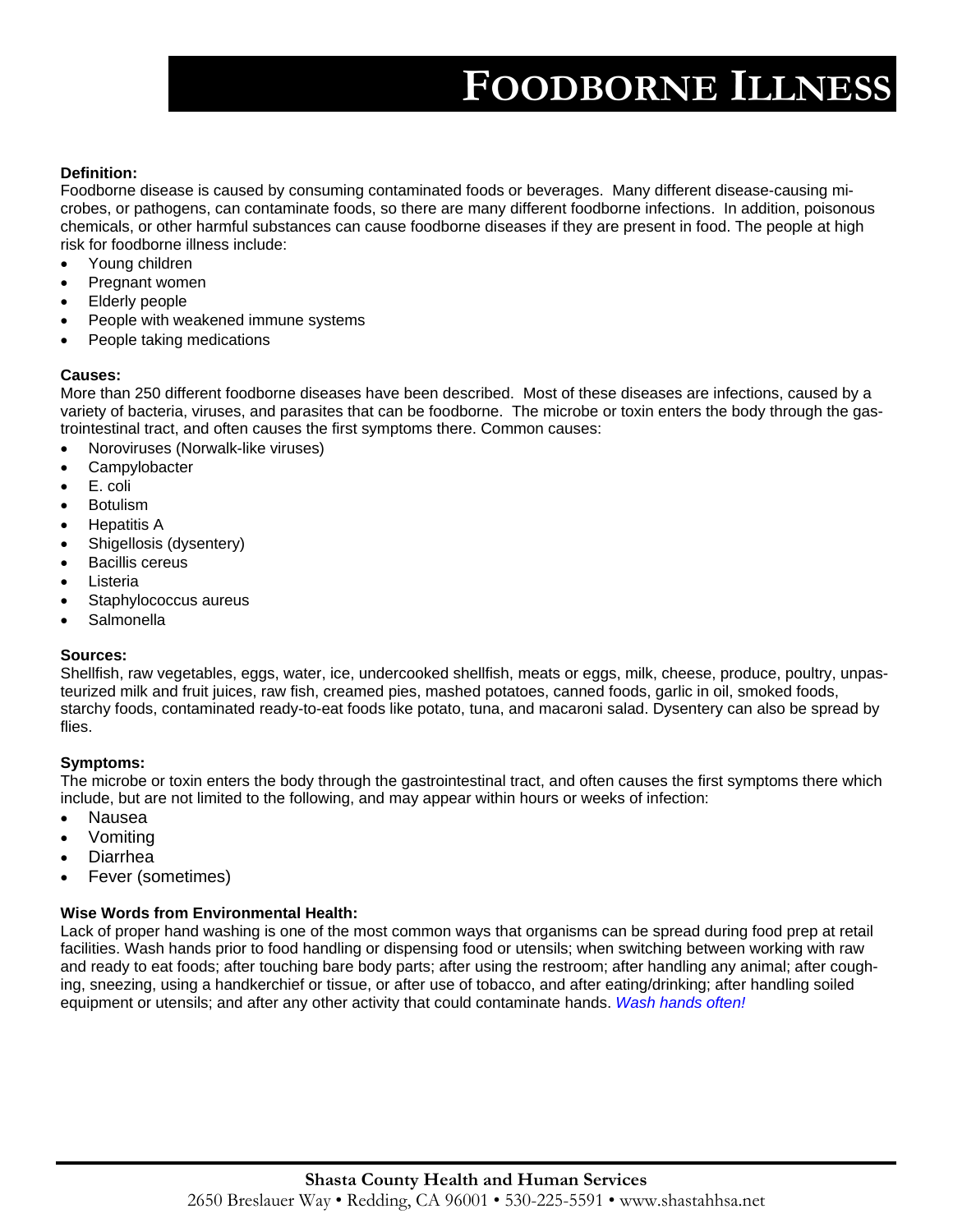# Foodborne Illness

**Definition:**

Foodborne disease is caused by consuming contaminated foods or beverages. Many different disease-causing microbes, or pathogens, can contaminate foods, so there are many different foodborne infections. In addition, poisonous chemicals, or other harmful substances can cause foodborne diseases if they are present in food. The people at high risk for foodborne illness include:

- Young children
- Pregnant women
- Elderly people
- People with weakened immune systems
- People taking medications

**Causes:**

More than 250 different foodborne diseases have been described. Most of these diseases are infections, caused by a variety of bacteria, viruses, and parasites that can be foodborne. The microbe or toxin enters the body through the gastrointestinal tract, and often causes the first symptoms there. Common causes:

- Noroviruses (Norwalk-like viruses)
- Campylobacter
- E. coli
- Botulism
- Hepatitis A
- Shigellosis (dysentery)
- Bacillis cereus
- Listeria
- Staphylococcus aureus
- Salmonella

**Sources:**

Shellfish, raw vegetables, eggs, water, ice, undercooked shellfish, meats or eggs, milk, cheese, produce, poultry, unpasteurized milk and fruit juices, raw fish, creamed pies, mashed potatoes, canned foods, garlic in oil, smoked foods, starchy foods, contaminated ready-to-eat foods like potato, tuna, and macaroni salad. Dysentery can also be spread by flies.

**Symptoms:**

The microbe or toxin enters the body through the gastrointestinal tract, and often causes the first symptoms there which include, but are not limited to the following, and may appear within hours or weeks of infection:

- Nausea
- Vomiting
- Diarrhea
- Fever (sometimes)

**Wise Words from Environmental Health:**

Lack of proper hand washing is one of the most common ways that organisms can be spread during food prep at retail facilities. Wash hands prior to food handling or dispensing food or utensils; when switching between working with raw and ready to eat foods; after touching bare body parts; after using the restroom; after handling any animal; after coughing, sneezing, using a handkerchief or tissue, or after use of tobacco, and after eating/drinking; after handling soiled equipment or utensils; and after any other activity that could contaminate hands. *Wash hands often!*

**Shasta County Health and Human Services**

2650 Breslauer Way • Redding, CA 96001 • 530-225-5591 • www.shastahhsa.net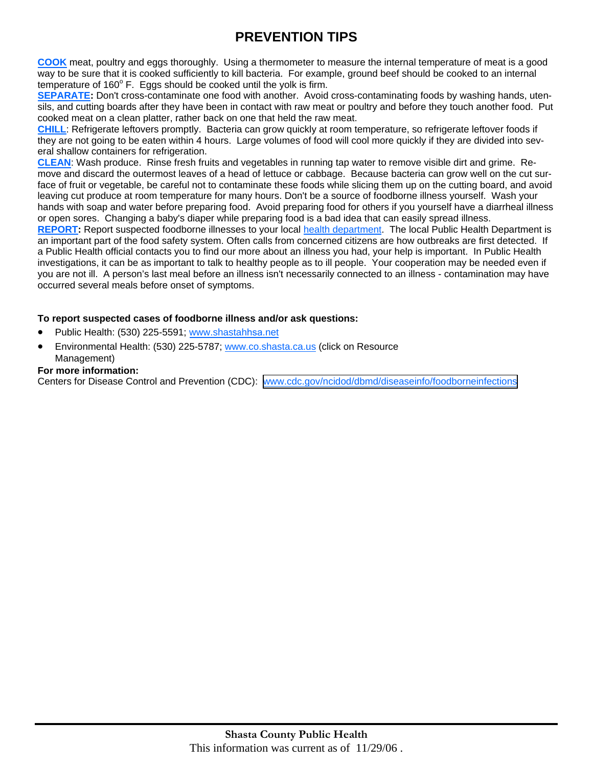# PREVENTION TIPS

**COOK** meat, poultry and eggs thoroughly. Using a thermometer to measure the internal temperature of meat is a good way to be sure that it is cooked sufficiently to kill bacteria. For example, ground beef should be cooked to an internal temperature of $160^{o}$ F. Eggs should be cooked until the yolk is firm.

**SEPARATE:** Don't cross-contaminate one food with another. Avoid cross-contaminating foods by washing hands, utensils, and cutting boards after they have been in contact with raw meat or poultry and before they touch another food. Put cooked meat on a clean platter, rather back on one that held the raw meat.

**CHILL**: Refrigerate leftovers promptly. Bacteria can grow quickly at room temperature, so refrigerate leftover foods if they are not going to be eaten within 4 hours. Large volumes of food will cool more quickly if they are divided into several shallow containers for refrigeration.

**CLEAN**: Wash produce. Rinse fresh fruits and vegetables in running tap water to remove visible dirt and grime. Remove and discard the outermost leaves of a head of lettuce or cabbage. Because bacteria can grow well on the cut surface of fruit or vegetable, be careful not to contaminate these foods while slicing them up on the cutting board, and avoid leaving cut produce at room temperature for many hours. Don't be a source of foodborne illness yourself. Wash your hands with soap and water before preparing food. Avoid preparing food for others if you yourself have a diarrheal illness or open sores. Changing a baby's diaper while preparing food is a bad idea that can easily spread illness.

**REPORT:** Report suspected foodborne illnesses to your local health department. The local Public Health Department is an important part of the food safety system. Often calls from concerned citizens are how outbreaks are first detected. If a Public Health official contacts you to find our more about an illness you had, your help is important. In Public Health investigations, it can be as important to talk to healthy people as to ill people. Your cooperation may be needed even if you are not ill. A person's last meal before an illness isn't necessarily connected to an illness - contamination may have occurred several meals before onset of symptoms.

**To report suspected cases of foodborne illness and/or ask questions:**

- Public Health: (530) 225-5591; www.shastahhsa.net
- Environmental Health: (530) 225-5787; www.co.shasta.ca.us (click on Resource Management)

**For more information:**

Centers for Disease Control and Prevention (CDC): www.cdc.gov/ncidod/dbmd/diseaseinfo/foodborneinfections

**Shasta County Public Health**

This information was current as of 11/29/06 .